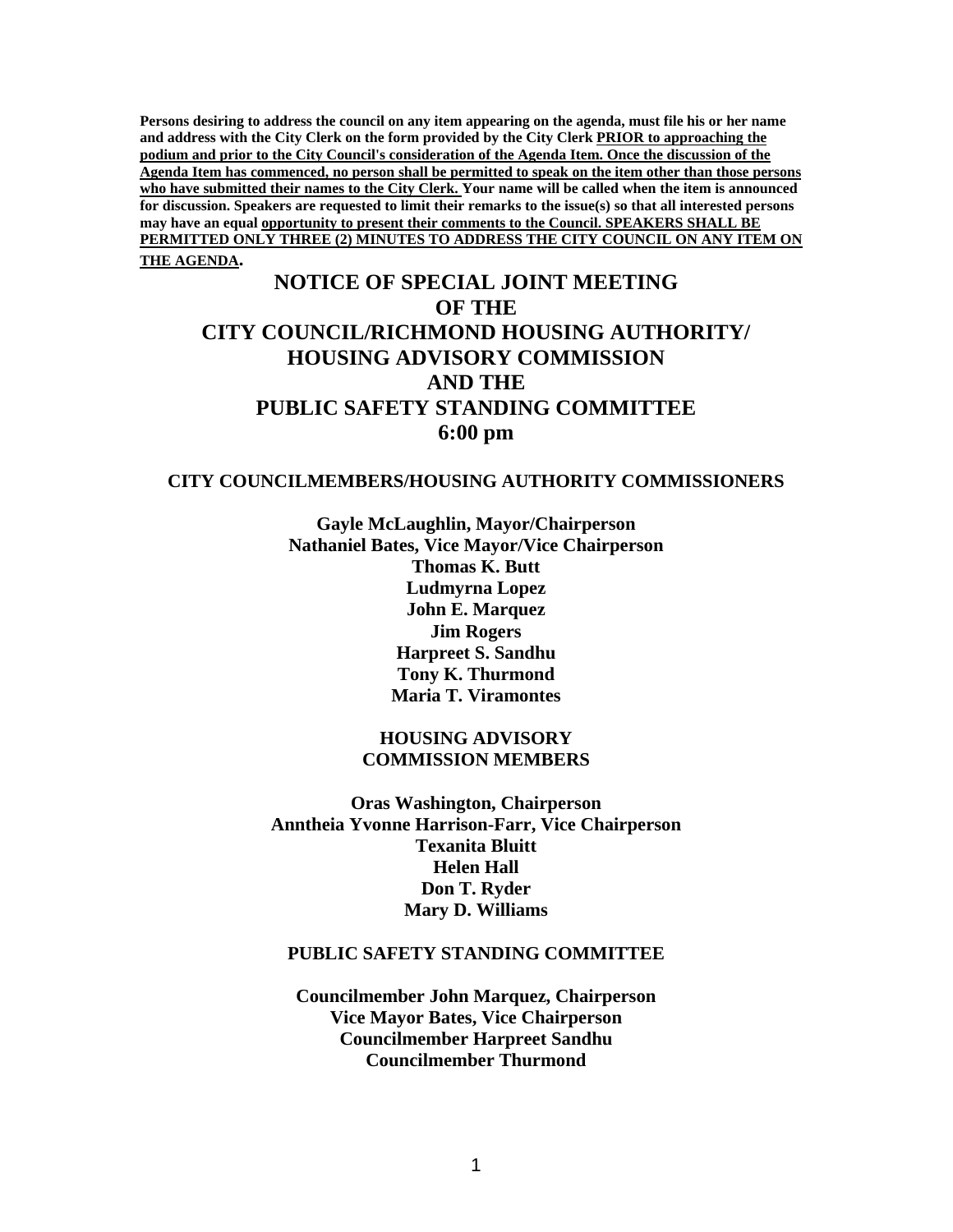**Persons desiring to address the council on any item appearing on the agenda, must file his or her name and address with the City Clerk on the form provided by the City Clerk PRIOR to approaching the podium and prior to the City Council's consideration of the Agenda Item. Once the discussion of the Agenda Item has commenced, no person shall be permitted to speak on the item other than those persons who have submitted their names to the City Clerk. Your name will be called when the item is announced for discussion. Speakers are requested to limit their remarks to the issue(s) so that all interested persons may have an equal opportunity to present their comments to the Council. SPEAKERS SHALL BE PERMITTED ONLY THREE (2) MINUTES TO ADDRESS THE CITY COUNCIL ON ANY ITEM ON THE AGENDA.**

# NOTICE OF SPECIAL JOINT MEETING OF THE CITY COUNCIL/RICHMOND HOUSING AUTHORITY/ HOUSING ADVISORY COMMISSION AND THE PUBLIC SAFETY STANDING COMMITTEE 6:00 pm

## CITY COUNCILMEMBERS/HOUSING AUTHORITY COMMISSIONERS

**Gayle McLaughlin, Mayor/Chairperson**
**Nathaniel Bates, Vice Mayor/Vice Chairperson**
**Thomas K. Butt**
**Ludmyrna Lopez**
**John E. Marquez**
**Jim Rogers**
**Harpreet S. Sandhu**
**Tony K. Thurmond**
**Maria T. Viramontes**

## HOUSING ADVISORY COMMISSION MEMBERS

**Oras Washington, Chairperson**
**Anntheia Yvonne Harrison-Farr, Vice Chairperson**
**Texanita Bluitt**
**Helen Hall**
**Don T. Ryder**
**Mary D. Williams**

## PUBLIC SAFETY STANDING COMMITTEE

**Councilmember John Marquez, Chairperson**
**Vice Mayor Bates, Vice Chairperson**
**Councilmember Harpreet Sandhu**
**Councilmember Thurmond**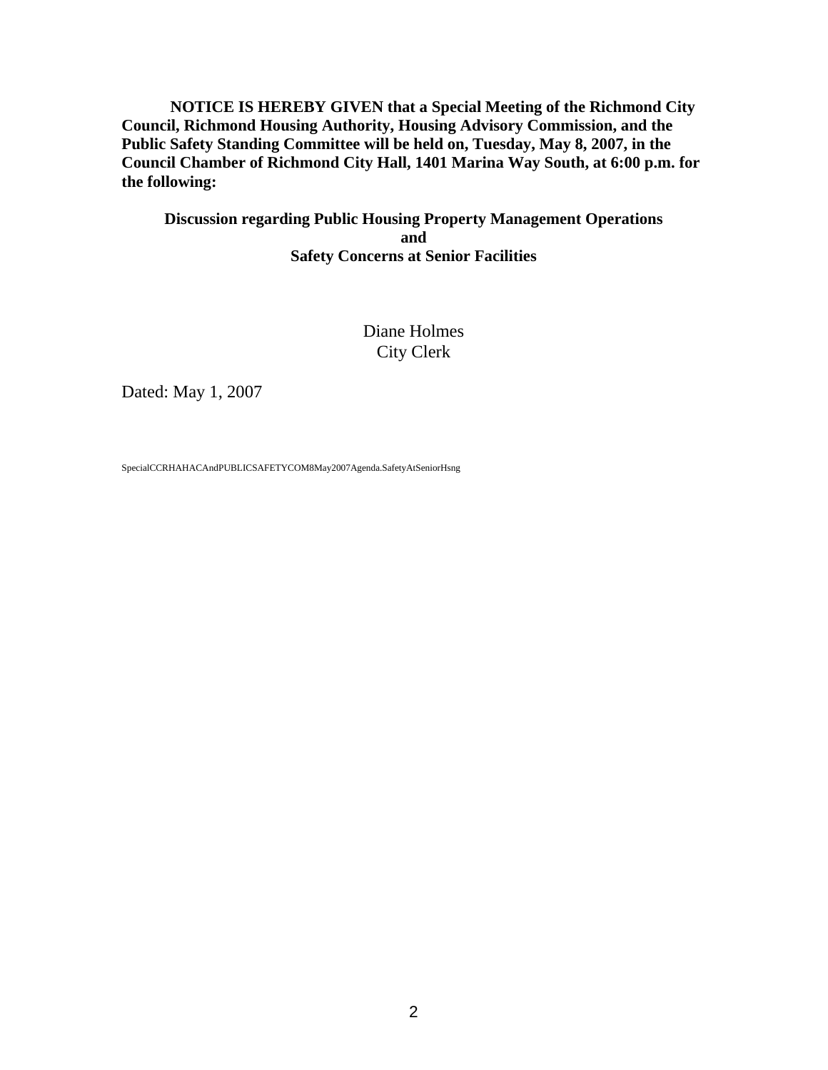**NOTICE IS HEREBY GIVEN that a Special Meeting of the Richmond City Council, Richmond Housing Authority, Housing Advisory Commission, and the Public Safety Standing Committee will be held on, Tuesday, May 8, 2007, in the Council Chamber of Richmond City Hall, 1401 Marina Way South, at 6:00 p.m. for the following:**

**Discussion regarding Public Housing Property Management Operations**
**and**
**Safety Concerns at Senior Facilities**

Diane Holmes
City Clerk

Dated: May 1, 2007

SpecialCCRHAHACAndPUBLICSAFETYCOM8May2007Agenda.SafetyAtSeniorHsng